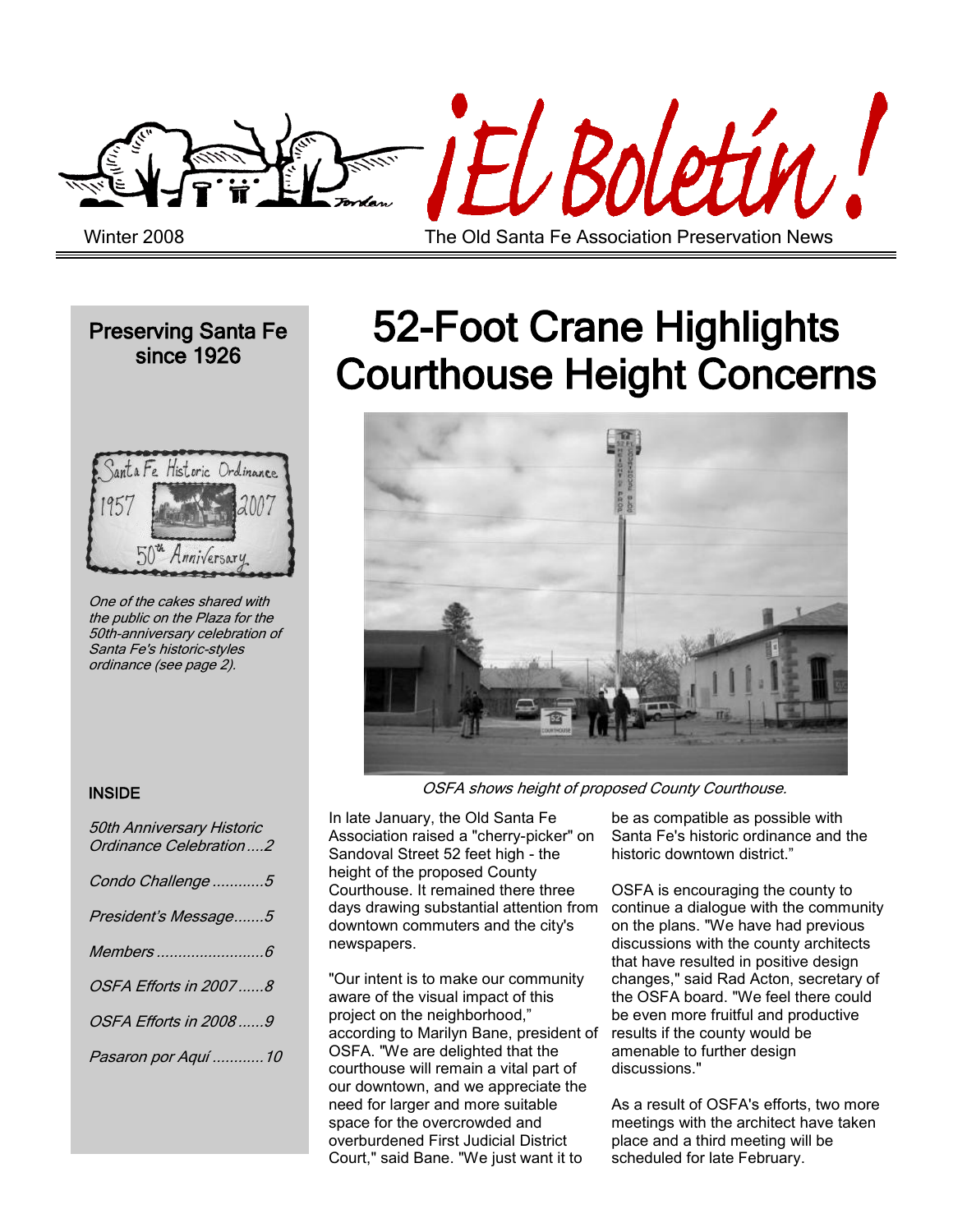# ¡El Boletín!

Winter 2008

The Old Santa Fe Association Preservation News

**Preserving Santa Fe since 1926**

*One of the cakes shared with the public on the Plaza for the 50th-anniversary celebration of Santa Fe's historic-styles ordinance (see page 2).*

**INSIDE**

*50th Anniversary Historic Ordinance Celebration....2*

*Condo Challenge ............5*

*President's Message.......5*

*Members .........................6*

*OSFA Efforts in 2007......8*

*OSFA Efforts in 2008......9*

*Pasaron por Aquí ............10*

# 52-Foot Crane Highlights Courthouse Height Concerns

*OSFA shows height of proposed County Courthouse.*

In late January, the Old Santa Fe Association raised a "cherry-picker" on Sandoval Street 52 feet high - the height of the proposed County Courthouse. It remained there three days drawing substantial attention from downtown commuters and the city's newspapers.

"Our intent is to make our community aware of the visual impact of this project on the neighborhood," according to Marilyn Bane, president of OSFA. "We are delighted that the courthouse will remain a vital part of our downtown, and we appreciate the need for larger and more suitable space for the overcrowded and overburdened First Judicial District Court," said Bane. "We just want it to be as compatible as possible with Santa Fe's historic ordinance and the historic downtown district."

OSFA is encouraging the county to continue a dialogue with the community on the plans. "We have had previous discussions with the county architects that have resulted in positive design changes," said Rad Acton, secretary of the OSFA board. "We feel there could be even more fruitful and productive results if the county would be amenable to further design discussions."

As a result of OSFA's efforts, two more meetings with the architect have taken place and a third meeting will be scheduled for late February.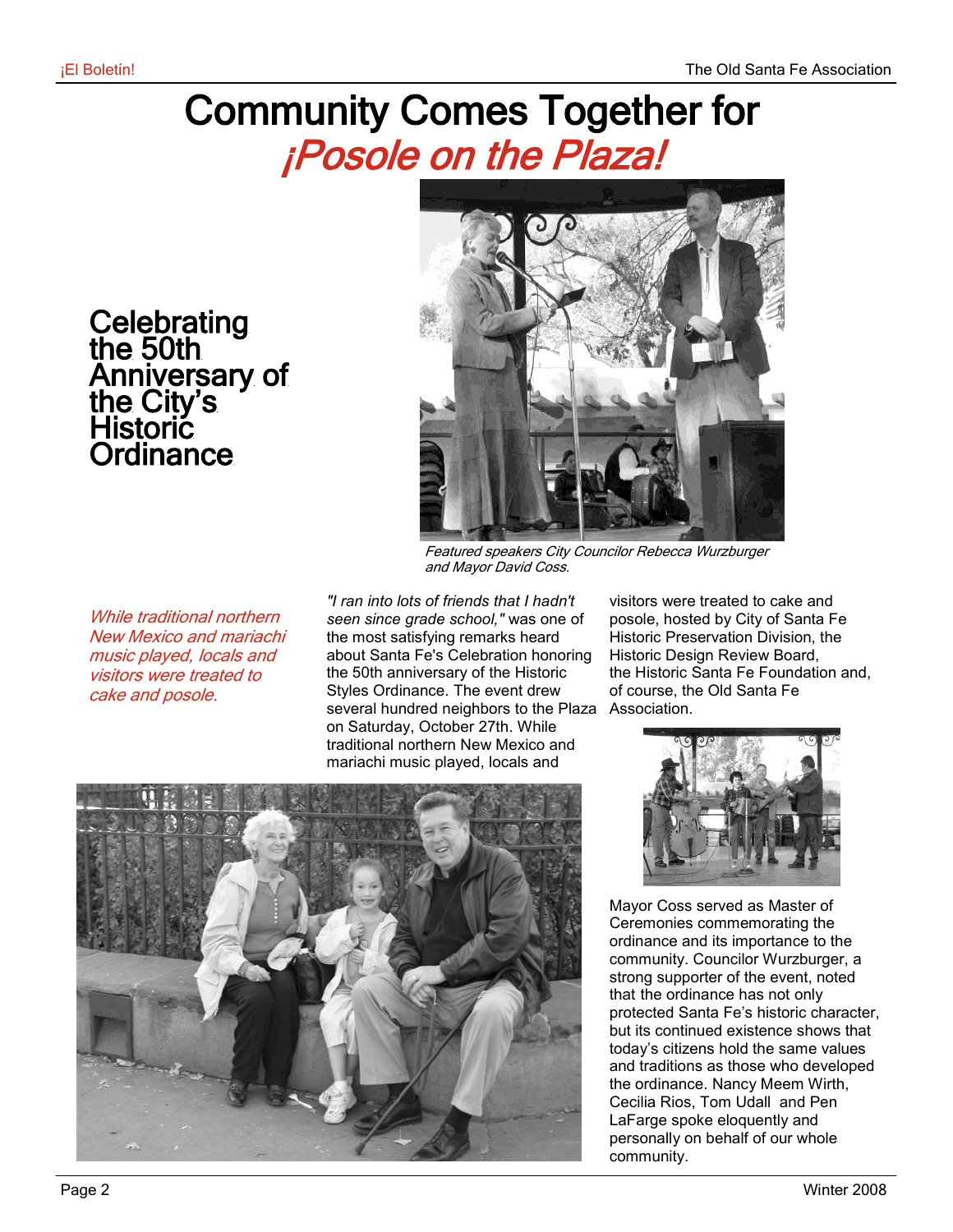# Community Comes Together for *¡Posole on the Plaza!*

## Celebrating the 50th Anniversary of the City's Historic Ordinance

*Featured speakers City Councilor Rebecca Wurzburger and Mayor David Coss.*

*While traditional northern New Mexico and mariachi music played, locals and visitors were treated to cake and posole.*

*"I ran into lots of friends that I hadn't seen since grade school,"* was one of the most satisfying remarks heard about Santa Fe's Celebration honoring the 50th anniversary of the Historic Styles Ordinance. The event drew several hundred neighbors to the Plaza on Saturday, October 27th. While traditional northern New Mexico and mariachi music played, locals and visitors were treated to cake and posole, hosted by City of Santa Fe Historic Preservation Division, the Historic Design Review Board, the Historic Santa Fe Foundation and, of course, the Old Santa Fe Association.

Mayor Coss served as Master of Ceremonies commemorating the ordinance and its importance to the community. Councilor Wurzburger, a strong supporter of the event, noted that the ordinance has not only protected Santa Fe's historic character, but its continued existence shows that today's citizens hold the same values and traditions as those who developed the ordinance. Nancy Meem Wirth, Cecilia Rios, Tom Udall and Pen LaFarge spoke eloquently and personally on behalf of our whole community.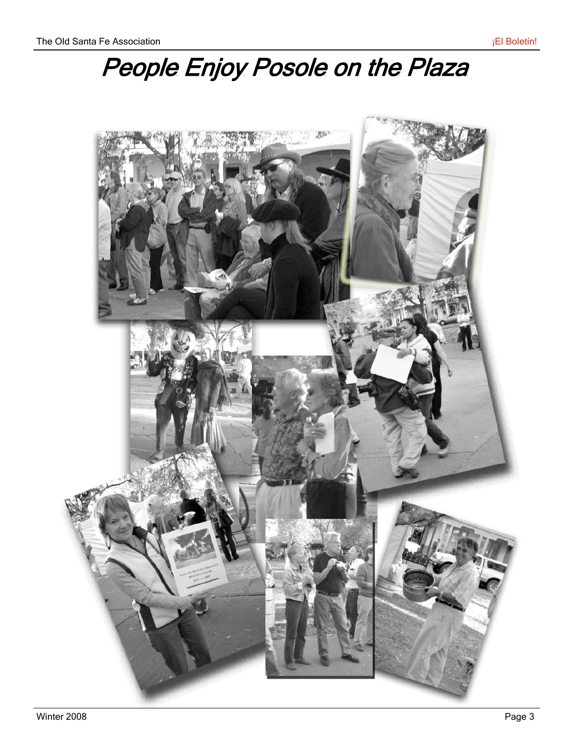# People Enjoy Posole on the Plaza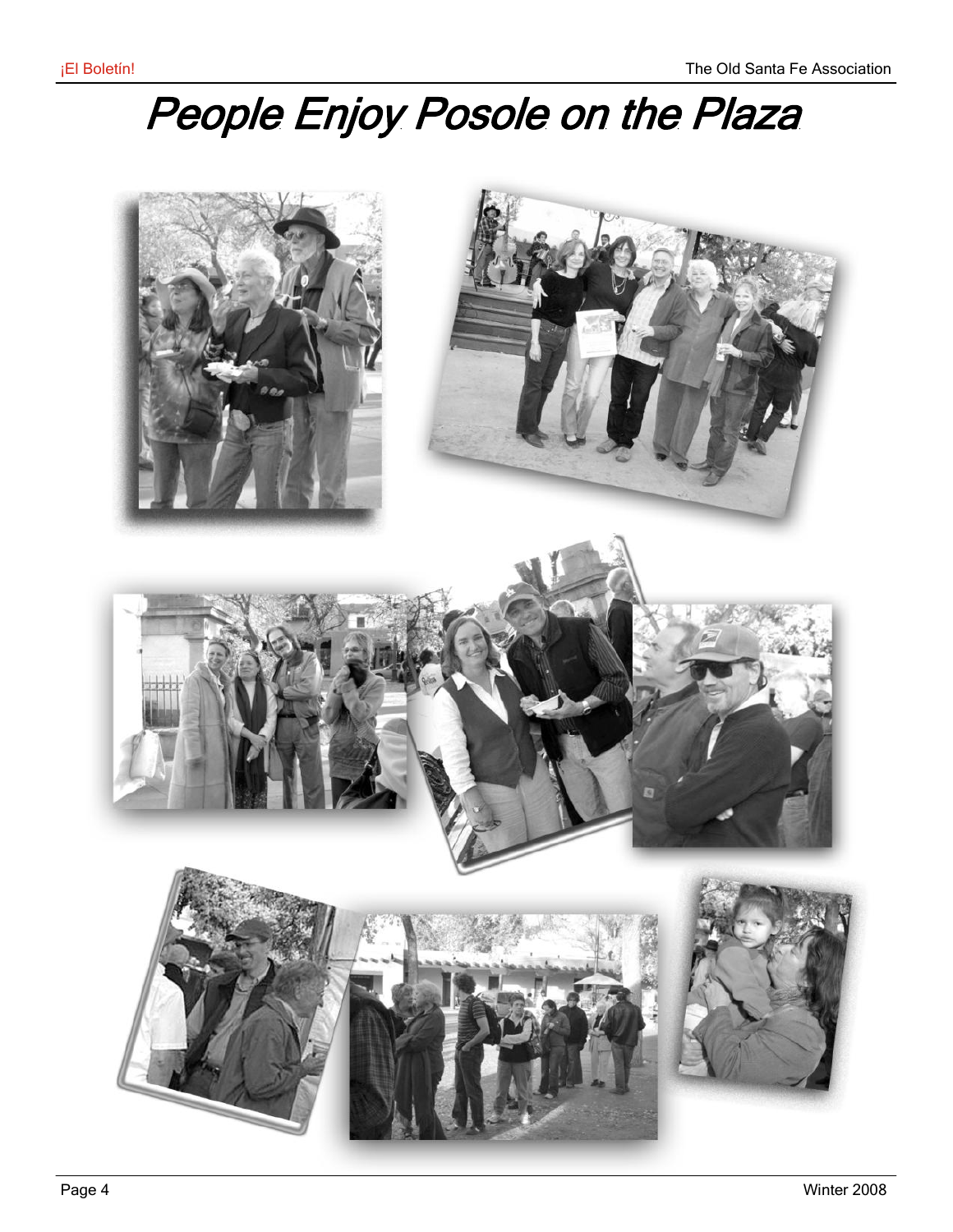# People Enjoy Posole on the Plaza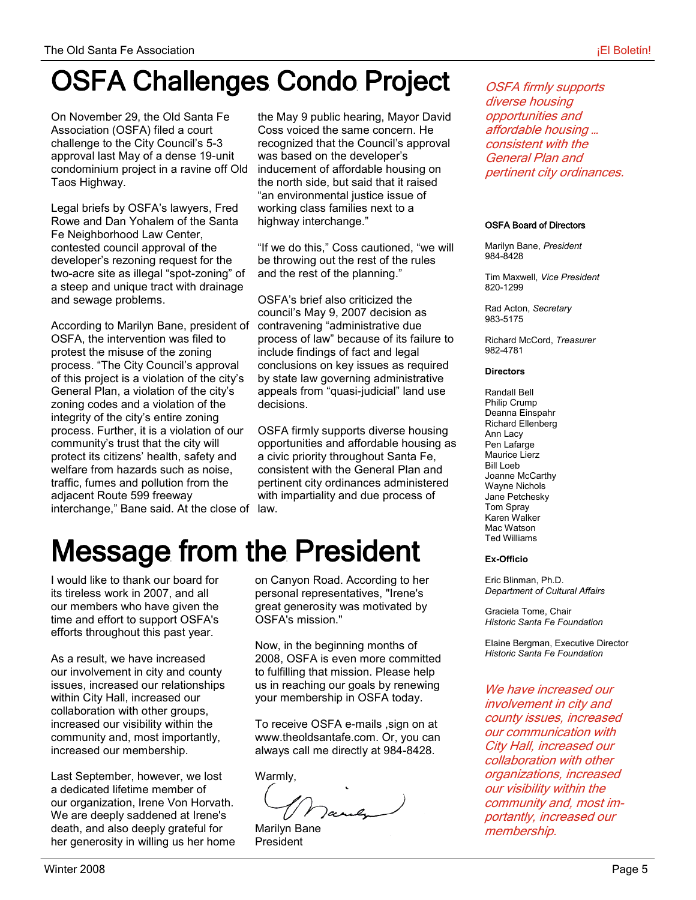# OSFA Challenges Condo Project

On November 29, the Old Santa Fe Association (OSFA) filed a court challenge to the City Council's 5-3 approval last May of a dense 19-unit condominium project in a ravine off Old Taos Highway.

Legal briefs by OSFA's lawyers, Fred Rowe and Dan Yohalem of the Santa Fe Neighborhood Law Center, contested council approval of the developer's rezoning request for the two-acre site as illegal "spot-zoning" of a steep and unique tract with drainage and sewage problems.

According to Marilyn Bane, president of OSFA, the intervention was filed to protest the misuse of the zoning process. "The City Council's approval of this project is a violation of the city's General Plan, a violation of the city's zoning codes and a violation of the integrity of the city's entire zoning process. Further, it is a violation of our community's trust that the city will protect its citizens' health, safety and welfare from hazards such as noise, traffic, fumes and pollution from the adjacent Route 599 freeway interchange," Bane said. At the close of the May 9 public hearing, Mayor David Coss voiced the same concern. He recognized that the Council's approval was based on the developer's inducement of affordable housing on the north side, but said that it raised "an environmental justice issue of working class families next to a highway interchange."

"If we do this," Coss cautioned, "we will be throwing out the rest of the rules and the rest of the planning."

OSFA's brief also criticized the council's May 9, 2007 decision as contravening "administrative due process of law" because of its failure to include findings of fact and legal conclusions on key issues as required by state law governing administrative appeals from "quasi-judicial" land use decisions.

OSFA firmly supports diverse housing opportunities and affordable housing as a civic priority throughout Santa Fe, consistent with the General Plan and pertinent city ordinances administered with impartiality and due process of law.

*OSFA firmly supports diverse housing opportunities and affordable housing … consistent with the General Plan and pertinent city ordinances.*

# Message from the President

I would like to thank our board for its tireless work in 2007, and all our members who have given the time and effort to support OSFA's efforts throughout this past year.

As a result, we have increased our involvement in city and county issues, increased our relationships within City Hall, increased our collaboration with other groups, increased our visibility within the community and, most importantly, increased our membership.

Last September, however, we lost a dedicated lifetime member of our organization, Irene Von Horvath. We are deeply saddened at Irene's death, and also deeply grateful for her generosity in willing us her home on Canyon Road. According to her personal representatives, "Irene's great generosity was motivated by OSFA's mission."

Now, in the beginning months of 2008, OSFA is even more committed to fulfilling that mission. Please help us in reaching our goals by renewing your membership in OSFA today.

To receive OSFA e-mails ,sign on at www.theoldsantafe.com. Or, you can always call me directly at 984-8428.

Warmly,

Marilyn Bane
President

*We have increased our involvement in city and county issues, increased our communication with City Hall, increased our collaboration with other organizations, increased our visibility within the community and, most importantly, increased our membership.*

**OSFA Board of Directors**

Marilyn Bane, *President*
984-8428

Tim Maxwell, *Vice President*
820-1299

Rad Acton, *Secretary*
983-5175

Richard McCord, *Treasurer*
982-4781

**Directors**

Randall Bell
Philip Crump
Deanna Einspahr
Richard Ellenberg
Ann Lacy
Pen Lafarge
Maurice Lierz
Bill Loeb
Joanne McCarthy
Wayne Nichols
Jane Petchesky
Tom Spray
Karen Walker
Mac Watson
Ted Williams

**Ex-Officio**

Eric Blinman, Ph.D.
*Department of Cultural Affairs*

Graciela Tome, Chair
*Historic Santa Fe Foundation*

Elaine Bergman, Executive Director
*Historic Santa Fe Foundation*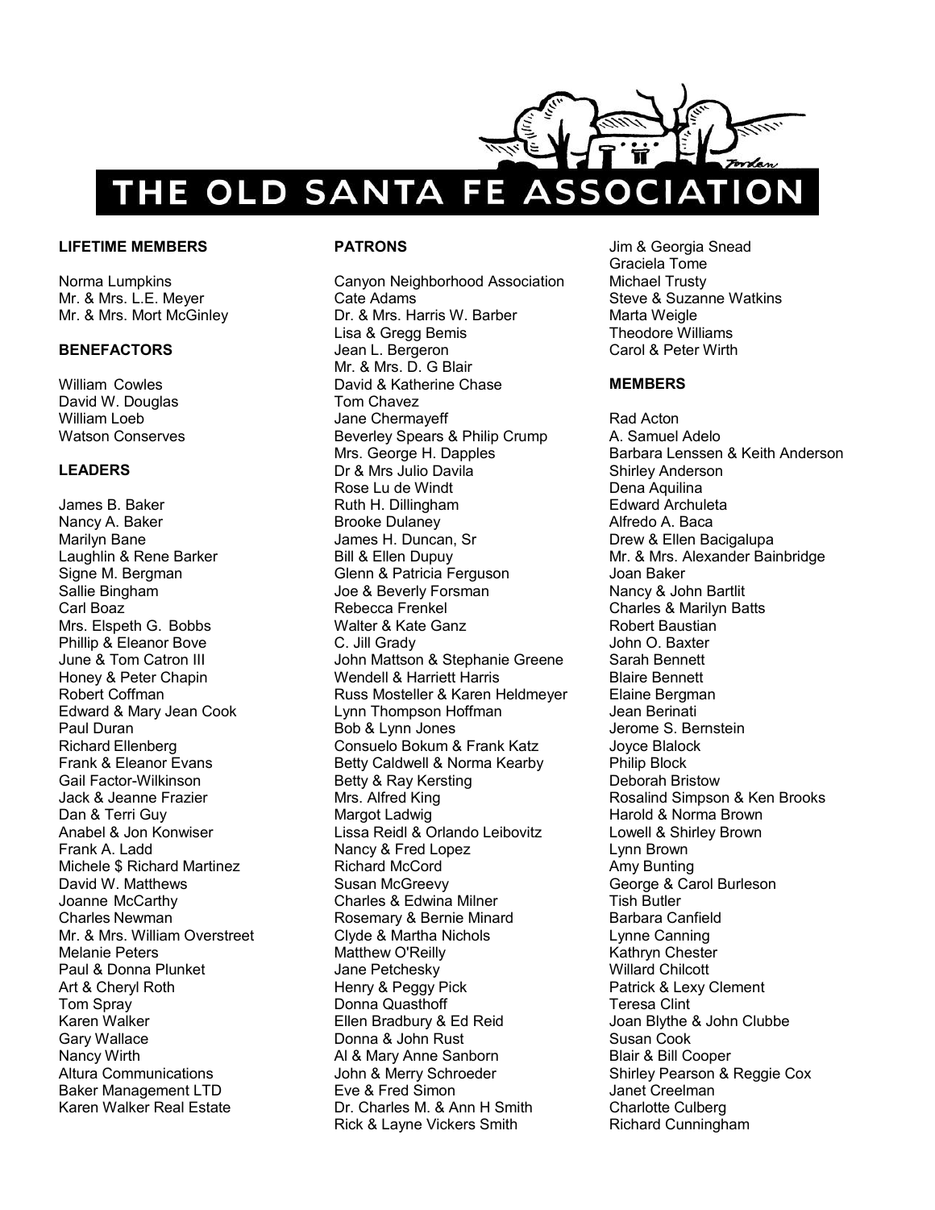# THE OLD SANTA FE ASSOCIATION

**LIFETIME MEMBERS**

Norma Lumpkins
Mr. & Mrs. L.E. Meyer
Mr. & Mrs. Mort McGinley

**BENEFACTORS**

William Cowles
David W. Douglas
William Loeb
Watson Conserves

**LEADERS**

James B. Baker
Nancy A. Baker
Marilyn Bane
Laughlin & Rene Barker
Signe M. Bergman
Sallie Bingham
Carl Boaz
Mrs. Elspeth G. Bobbs
Phillip & Eleanor Bove
June & Tom Catron III
Honey & Peter Chapin
Robert Coffman
Edward & Mary Jean Cook
Paul Duran
Richard Ellenberg
Frank & Eleanor Evans
Gail Factor-Wilkinson
Jack & Jeanne Frazier
Dan & Terri Guy
Anabel & Jon Konwiser
Frank A. Ladd
Michele $ Richard Martinez
David W. Matthews
Joanne McCarthy
Charles Newman
Mr. & Mrs. William Overstreet
Melanie Peters
Paul & Donna Plunket
Art & Cheryl Roth
Tom Spray
Karen Walker
Gary Wallace
Nancy Wirth
Altura Communications
Baker Management LTD
Karen Walker Real Estate

**PATRONS**

Canyon Neighborhood Association
Cate Adams
Dr. & Mrs. Harris W. Barber
Lisa & Gregg Bemis
Jean L. Bergeron
Mr. & Mrs. D. G Blair
David & Katherine Chase
Tom Chavez
Jane Chermayeff
Beverley Spears & Philip Crump
Mrs. George H. Dapples
Dr & Mrs Julio Davila
Rose Lu de Windt
Ruth H. Dillingham
Brooke Dulaney
James H. Duncan, Sr
Bill & Ellen Dupuy
Glenn & Patricia Ferguson
Joe & Beverly Forsman
Rebecca Frenkel
Walter & Kate Ganz
C. Jill Grady
John Mattson & Stephanie Greene
Wendell & Harriett Harris
Russ Mosteller & Karen Heldmeyer
Lynn Thompson Hoffman
Bob & Lynn Jones
Consuelo Bokum & Frank Katz
Betty Caldwell & Norma Kearby
Betty & Ray Kersting
Mrs. Alfred King
Margot Ladwig
Lissa Reidl & Orlando Leibovitz
Nancy & Fred Lopez
Richard McCord
Susan McGreevy
Charles & Edwina Milner
Rosemary & Bernie Minard
Clyde & Martha Nichols
Matthew O'Reilly
Jane Petchesky
Henry & Peggy Pick
Donna Quasthoff
Ellen Bradbury & Ed Reid
Donna & John Rust
Al & Mary Anne Sanborn
John & Merry Schroeder
Eve & Fred Simon
Dr. Charles M. & Ann H Smith
Rick & Layne Vickers Smith
Jim & Georgia Snead
Graciela Tome
Michael Trusty
Steve & Suzanne Watkins
Marta Weigle
Theodore Williams
Carol & Peter Wirth

**MEMBERS**

Rad Acton
A. Samuel Adelo
Barbara Lenssen & Keith Anderson
Shirley Anderson
Dena Aquilina
Edward Archuleta
Alfredo A. Baca
Drew & Ellen Bacigalupa
Mr. & Mrs. Alexander Bainbridge
Joan Baker
Nancy & John Bartlit
Charles & Marilyn Batts
Robert Baustian
John O. Baxter
Sarah Bennett
Blaire Bennett
Elaine Bergman
Jean Berinati
Jerome S. Bernstein
Joyce Blalock
Philip Block
Deborah Bristow
Rosalind Simpson & Ken Brooks
Harold & Norma Brown
Lowell & Shirley Brown
Lynn Brown
Amy Bunting
George & Carol Burleson
Tish Butler
Barbara Canfield
Lynne Canning
Kathryn Chester
Willard Chilcott
Patrick & Lexy Clement
Teresa Clint
Joan Blythe & John Clubbe
Susan Cook
Blair & Bill Cooper
Shirley Pearson & Reggie Cox
Janet Creelman
Charlotte Culberg
Richard Cunningham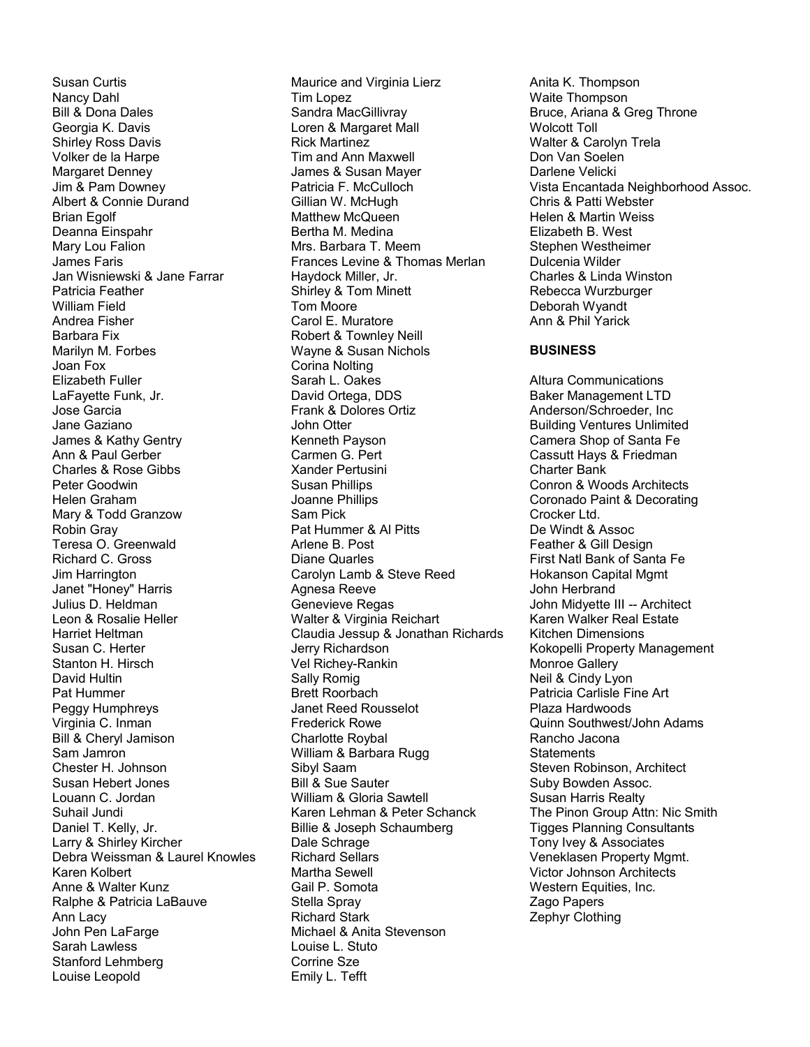Susan Curtis
Nancy Dahl
Bill & Dona Dales
Georgia K. Davis
Shirley Ross Davis
Volker de la Harpe
Margaret Denney
Jim & Pam Downey
Albert & Connie Durand
Brian Egolf
Deanna Einspahr
Mary Lou Falion
James Faris
Jan Wisniewski & Jane Farrar
Patricia Feather
William Field
Andrea Fisher
Barbara Fix
Marilyn M. Forbes
Joan Fox
Elizabeth Fuller
LaFayette Funk, Jr.
Jose Garcia
Jane Gaziano
James & Kathy Gentry
Ann & Paul Gerber
Charles & Rose Gibbs
Peter Goodwin
Helen Graham
Mary & Todd Granzow
Robin Gray
Teresa O. Greenwald
Richard C. Gross
Jim Harrington
Janet "Honey" Harris
Julius D. Heldman
Leon & Rosalie Heller
Harriet Heltman
Susan C. Herter
Stanton H. Hirsch
David Hultin
Pat Hummer
Peggy Humphreys
Virginia C. Inman
Bill & Cheryl Jamison
Sam Jamron
Chester H. Johnson
Susan Hebert Jones
Louann C. Jordan
Suhail Jundi
Daniel T. Kelly, Jr.
Larry & Shirley Kircher
Debra Weissman & Laurel Knowles
Karen Kolbert
Anne & Walter Kunz
Ralphe & Patricia LaBauve
Ann Lacy
John Pen LaFarge
Sarah Lawless
Stanford Lehmberg
Louise Leopold
Maurice and Virginia Lierz
Tim Lopez
Sandra MacGillivray
Loren & Margaret Mall
Rick Martinez
Tim and Ann Maxwell
James & Susan Mayer
Patricia F. McCulloch
Gillian W. McHugh
Matthew McQueen
Bertha M. Medina
Mrs. Barbara T. Meem
Frances Levine & Thomas Merlan
Haydock Miller, Jr.
Shirley & Tom Minett
Tom Moore
Carol E. Muratore
Robert & Townley Neill
Wayne & Susan Nichols
Corina Nolting
Sarah L. Oakes
David Ortega, DDS
Frank & Dolores Ortiz
John Otter
Kenneth Payson
Carmen G. Pert
Xander Pertusini
Susan Phillips
Joanne Phillips
Sam Pick
Pat Hummer & Al Pitts
Arlene B. Post
Diane Quarles
Carolyn Lamb & Steve Reed
Agnesa Reeve
Genevieve Regas
Walter & Virginia Reichart
Claudia Jessup & Jonathan Richards
Jerry Richardson
Vel Richey-Rankin
Sally Romig
Brett Roorbach
Janet Reed Rousselot
Frederick Rowe
Charlotte Roybal
William & Barbara Rugg
Sibyl Saam
Bill & Sue Sauter
William & Gloria Sawtell
Karen Lehman & Peter Schanck
Billie & Joseph Schaumberg
Dale Schrage
Richard Sellars
Martha Sewell
Gail P. Somota
Stella Spray
Richard Stark
Michael & Anita Stevenson
Louise L. Stuto
Corrine Sze
Emily L. Tefft
Anita K. Thompson
Waite Thompson
Bruce, Ariana & Greg Throne
Wolcott Toll
Walter & Carolyn Trela
Don Van Soelen
Darlene Velicki
Vista Encantada Neighborhood Assoc.
Chris & Patti Webster
Helen & Martin Weiss
Elizabeth B. West
Stephen Westheimer
Dulcenia Wilder
Charles & Linda Winston
Rebecca Wurzburger
Deborah Wyandt
Ann & Phil Yarick

**BUSINESS**

Altura Communications
Baker Management LTD
Anderson/Schroeder, Inc
Building Ventures Unlimited
Camera Shop of Santa Fe
Cassutt Hays & Friedman
Charter Bank
Conron & Woods Architects
Coronado Paint & Decorating
Crocker Ltd.
De Windt & Assoc
Feather & Gill Design
First Natl Bank of Santa Fe
Hokanson Capital Mgmt
John Herbrand
John Midyette III -- Architect
Karen Walker Real Estate
Kitchen Dimensions
Kokopelli Property Management
Monroe Gallery
Neil & Cindy Lyon
Patricia Carlisle Fine Art
Plaza Hardwoods
Quinn Southwest/John Adams
Rancho Jacona
Statements
Steven Robinson, Architect
Suby Bowden Assoc.
Susan Harris Realty
The Pinon Group Attn: Nic Smith
Tigges Planning Consultants
Tony Ivey & Associates
Veneklasen Property Mgmt.
Victor Johnson Architects
Western Equities, Inc.
Zago Papers
Zephyr Clothing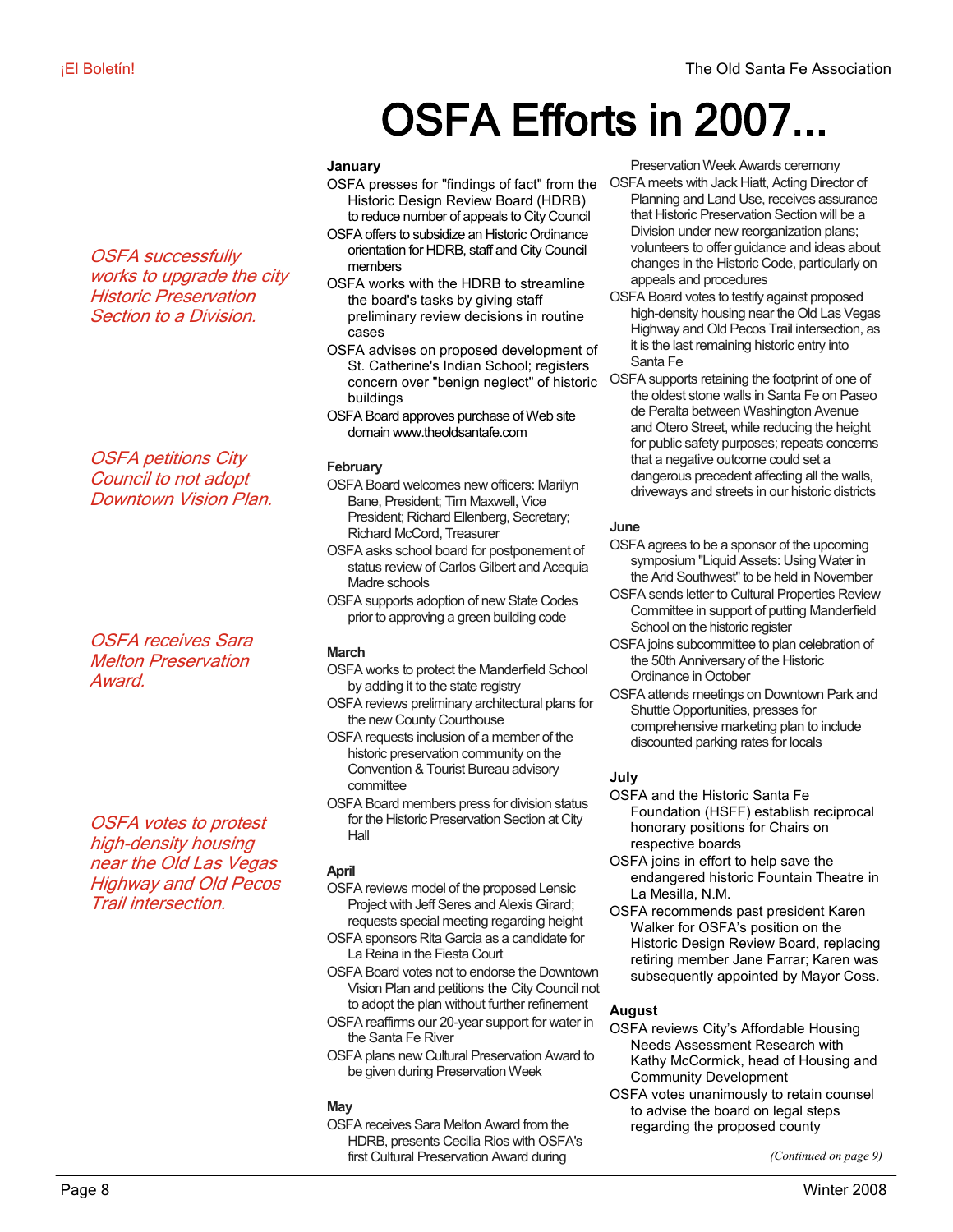# OSFA Efforts in 2007...

*OSFA successfully works to upgrade the city Historic Preservation Section to a Division.*

*OSFA petitions City Council to not adopt Downtown Vision Plan.*

*OSFA receives Sara Melton Preservation Award.*

*OSFA votes to protest high-density housing near the Old Las Vegas Highway and Old Pecos Trail intersection.*

**January**

OSFA presses for "findings of fact" from the Historic Design Review Board (HDRB) to reduce number of appeals to City Council

OSFA offers to subsidize an Historic Ordinance orientation for HDRB, staff and City Council members

OSFA works with the HDRB to streamline the board's tasks by giving staff preliminary review decisions in routine cases

OSFA advises on proposed development of St. Catherine's Indian School; registers concern over "benign neglect" of historic buildings

OSFA Board approves purchase of Web site domain www.theoldsantafe.com

**February**

OSFA Board welcomes new officers: Marilyn Bane, President; Tim Maxwell, Vice President; Richard Ellenberg, Secretary; Richard McCord, Treasurer

OSFA asks school board for postponement of status review of Carlos Gilbert and Acequia Madre schools

OSFA supports adoption of new State Codes prior to approving a green building code

**March**

OSFA works to protect the Manderfield School by adding it to the state registry

OSFA reviews preliminary architectural plans for the new County Courthouse

OSFA requests inclusion of a member of the historic preservation community on the Convention & Tourist Bureau advisory committee

OSFA Board members press for division status for the Historic Preservation Section at City Hall

**April**

OSFA reviews model of the proposed Lensic Project with Jeff Seres and Alexis Girard; requests special meeting regarding height

OSFA sponsors Rita Garcia as a candidate for La Reina in the Fiesta Court

OSFA Board votes not to endorse the Downtown Vision Plan and petitions the City Council not to adopt the plan without further refinement

OSFA reaffirms our 20-year support for water in the Santa Fe River

OSFA plans new Cultural Preservation Award to be given during Preservation Week

**May**

OSFA receives Sara Melton Award from the HDRB, presents Cecilia Rios with OSFA's first Cultural Preservation Award during Preservation Week Awards ceremony

OSFA meets with Jack Hiatt, Acting Director of Planning and Land Use, receives assurance that Historic Preservation Section will be a Division under new reorganization plans; volunteers to offer guidance and ideas about changes in the Historic Code, particularly on appeals and procedures

OSFA Board votes to testify against proposed high-density housing near the Old Las Vegas Highway and Old Pecos Trail intersection, as it is the last remaining historic entry into Santa Fe

OSFA supports retaining the footprint of one of the oldest stone walls in Santa Fe on Paseo de Peralta between Washington Avenue and Otero Street, while reducing the height for public safety purposes; repeats concerns that a negative outcome could set a dangerous precedent affecting all the walls, driveways and streets in our historic districts

**June**

OSFA agrees to be a sponsor of the upcoming symposium "Liquid Assets: Using Water in the Arid Southwest" to be held in November

OSFA sends letter to Cultural Properties Review Committee in support of putting Manderfield School on the historic register

OSFA joins subcommittee to plan celebration of the 50th Anniversary of the Historic Ordinance in October

OSFA attends meetings on Downtown Park and Shuttle Opportunities, presses for comprehensive marketing plan to include discounted parking rates for locals

**July**

OSFA and the Historic Santa Fe Foundation (HSFF) establish reciprocal honorary positions for Chairs on respective boards

OSFA joins in effort to help save the endangered historic Fountain Theatre in La Mesilla, N.M.

OSFA recommends past president Karen Walker for OSFA's position on the Historic Design Review Board, replacing retiring member Jane Farrar; Karen was subsequently appointed by Mayor Coss.

**August**

OSFA reviews City's Affordable Housing Needs Assessment Research with Kathy McCormick, head of Housing and Community Development

OSFA votes unanimously to retain counsel to advise the board on legal steps regarding the proposed county

*(Continued on page 9)*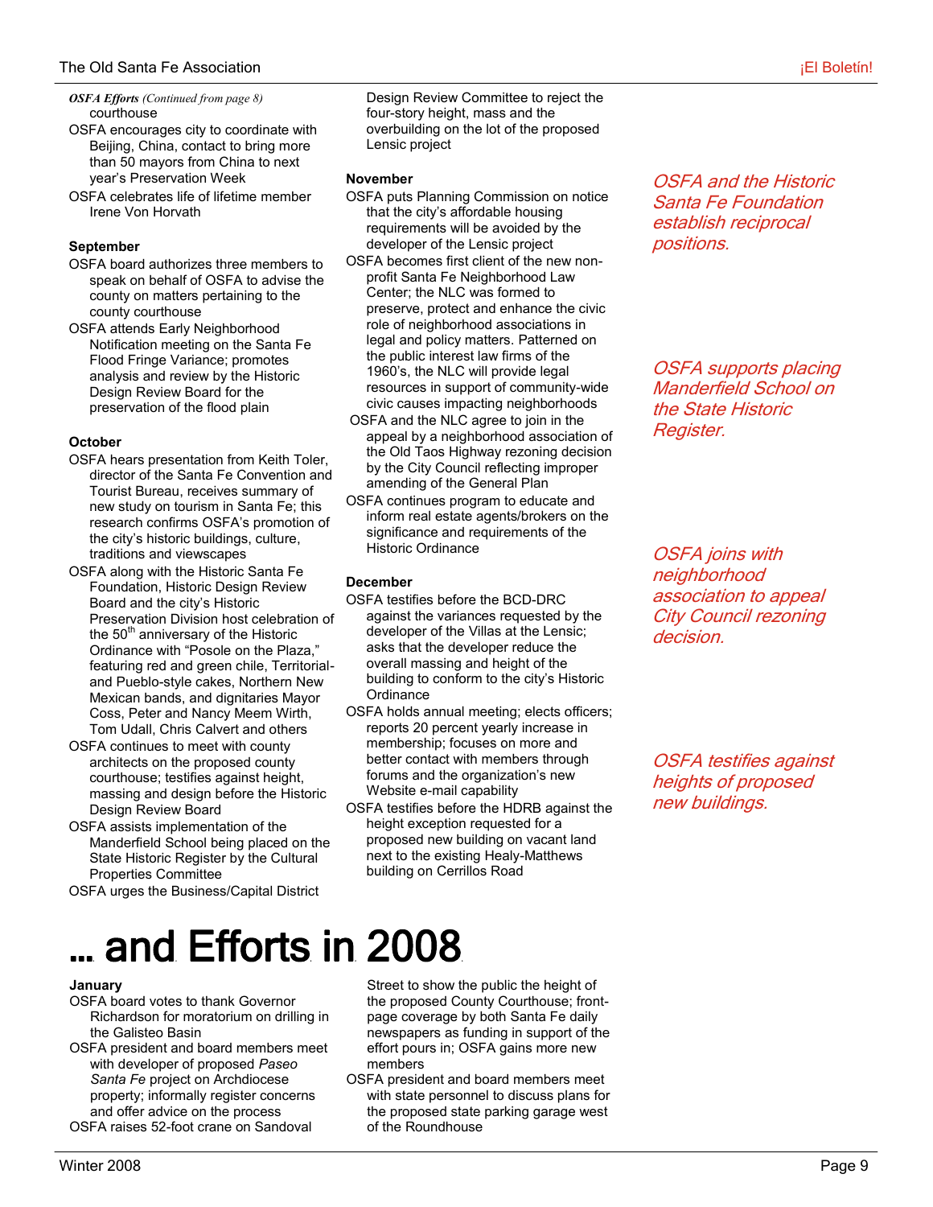*OSFA Efforts (Continued from page 8)*
courthouse

- OSFA encourages city to coordinate with Beijing, China, contact to bring more than 50 mayors from China to next year's Preservation Week
- OSFA celebrates life of lifetime member Irene Von Horvath

**September**

- OSFA board authorizes three members to speak on behalf of OSFA to advise the county on matters pertaining to the county courthouse
- OSFA attends Early Neighborhood Notification meeting on the Santa Fe Flood Fringe Variance; promotes analysis and review by the Historic Design Review Board for the preservation of the flood plain

**October**

- OSFA hears presentation from Keith Toler, director of the Santa Fe Convention and Tourist Bureau, receives summary of new study on tourism in Santa Fe; this research confirms OSFA's promotion of the city's historic buildings, culture, traditions and viewscapes
- OSFA along with the Historic Santa Fe Foundation, Historic Design Review Board and the city's Historic Preservation Division host celebration of the 50th anniversary of the Historic Ordinance with "Posole on the Plaza," featuring red and green chile, Territorial- and Pueblo-style cakes, Northern New Mexican bands, and dignitaries Mayor Coss, Peter and Nancy Meem Wirth, Tom Udall, Chris Calvert and others
- OSFA continues to meet with county architects on the proposed county courthouse; testifies against height, massing and design before the Historic Design Review Board
- OSFA assists implementation of the Manderfield School being placed on the State Historic Register by the Cultural Properties Committee
- OSFA urges the Business/Capital District Design Review Committee to reject the four-story height, mass and the overbuilding on the lot of the proposed Lensic project

**November**

- OSFA puts Planning Commission on notice that the city's affordable housing requirements will be avoided by the developer of the Lensic project
- OSFA becomes first client of the new non-profit Santa Fe Neighborhood Law Center; the NLC was formed to preserve, protect and enhance the civic role of neighborhood associations in legal and policy matters. Patterned on the public interest law firms of the 1960's, the NLC will provide legal resources in support of community-wide civic causes impacting neighborhoods
- OSFA and the NLC agree to join in the appeal by a neighborhood association of the Old Taos Highway rezoning decision by the City Council reflecting improper amending of the General Plan
- OSFA continues program to educate and inform real estate agents/brokers on the significance and requirements of the Historic Ordinance

**December**

- OSFA testifies before the BCD-DRC against the variances requested by the developer of the Villas at the Lensic; asks that the developer reduce the overall massing and height of the building to conform to the city's Historic Ordinance
- OSFA holds annual meeting; elects officers; reports 20 percent yearly increase in membership; focuses on more and better contact with members through forums and the organization's new Website e-mail capability
- OSFA testifies before the HDRB against the height exception requested for a proposed new building on vacant land next to the existing Healy-Matthews building on Cerrillos Road

*OSFA and the Historic Santa Fe Foundation establish reciprocal positions.*

*OSFA supports placing Manderfield School on the State Historic Register.*

*OSFA joins with neighborhood association to appeal City Council rezoning decision.*

*OSFA testifies against heights of proposed new buildings.*

# ... and Efforts in 2008

**January**

- OSFA board votes to thank Governor Richardson for moratorium on drilling in the Galisteo Basin
- OSFA president and board members meet with developer of proposed *Paseo Santa Fe* project on Archdiocese property; informally register concerns and offer advice on the process
- OSFA raises 52-foot crane on Sandoval Street to show the public the height of the proposed County Courthouse; front-page coverage by both Santa Fe daily newspapers as funding in support of the effort pours in; OSFA gains more new members
- OSFA president and board members meet with state personnel to discuss plans for the proposed state parking garage west of the Roundhouse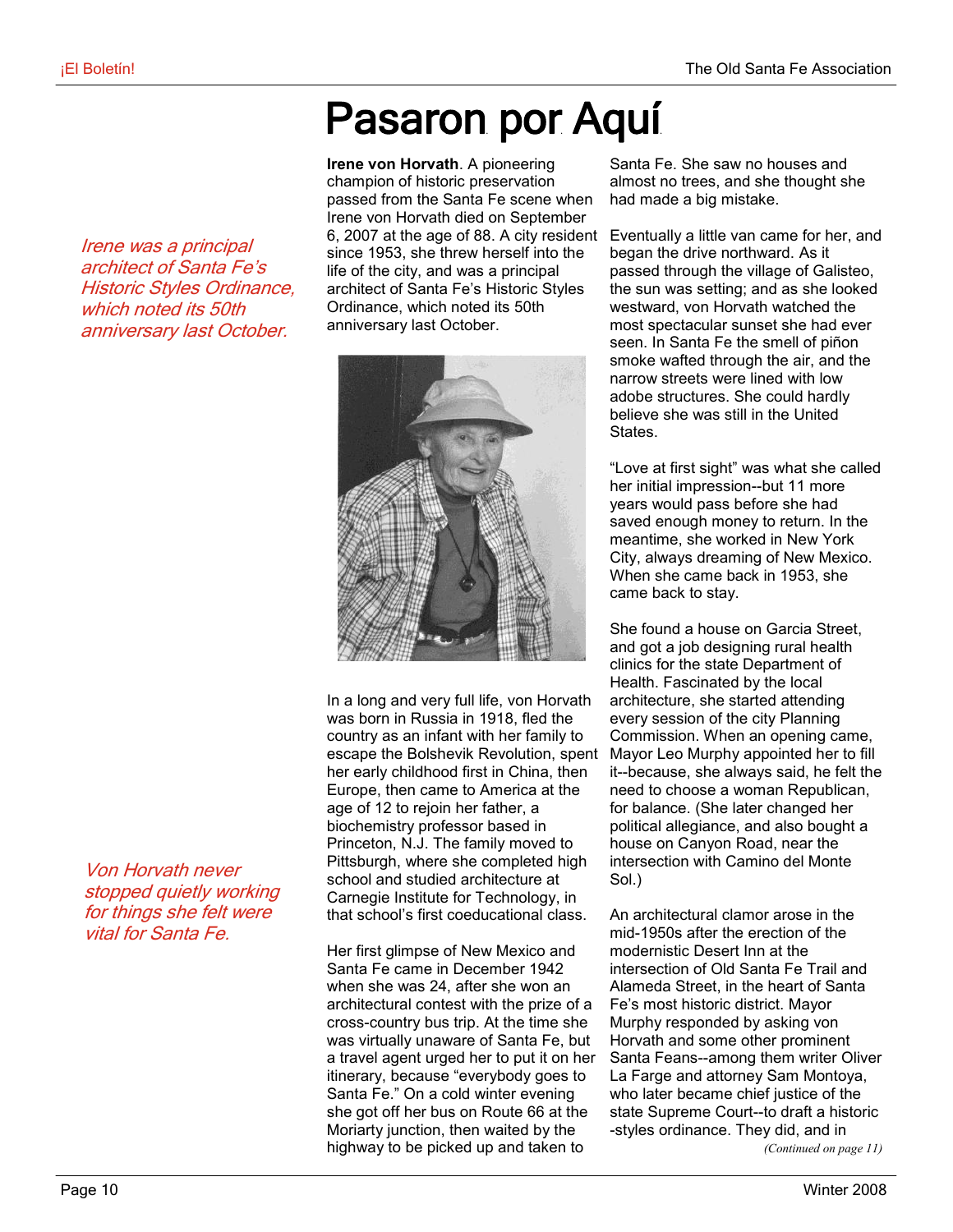# Pasaron por Aquí

*Irene was a principal architect of Santa Fe's Historic Styles Ordinance, which noted its 50th anniversary last October.*

**Irene von Horvath**. A pioneering champion of historic preservation passed from the Santa Fe scene when Irene von Horvath died on September 6, 2007 at the age of 88. A city resident since 1953, she threw herself into the life of the city, and was a principal architect of Santa Fe's Historic Styles Ordinance, which noted its 50th anniversary last October.

In a long and very full life, von Horvath was born in Russia in 1918, fled the country as an infant with her family to escape the Bolshevik Revolution, spent her early childhood first in China, then Europe, then came to America at the age of 12 to rejoin her father, a biochemistry professor based in Princeton, N.J. The family moved to Pittsburgh, where she completed high school and studied architecture at Carnegie Institute for Technology, in that school's first coeducational class.

*Von Horvath never stopped quietly working for things she felt were vital for Santa Fe.*

Her first glimpse of New Mexico and Santa Fe came in December 1942 when she was 24, after she won an architectural contest with the prize of a cross-country bus trip. At the time she was virtually unaware of Santa Fe, but a travel agent urged her to put it on her itinerary, because "everybody goes to Santa Fe." On a cold winter evening she got off her bus on Route 66 at the Moriarty junction, then waited by the highway to be picked up and taken to Santa Fe. She saw no houses and almost no trees, and she thought she had made a big mistake.

Eventually a little van came for her, and began the drive northward. As it passed through the village of Galisteo, the sun was setting; and as she looked westward, von Horvath watched the most spectacular sunset she had ever seen. In Santa Fe the smell of piñon smoke wafted through the air, and the narrow streets were lined with low adobe structures. She could hardly believe she was still in the United States.

"Love at first sight" was what she called her initial impression--but 11 more years would pass before she had saved enough money to return. In the meantime, she worked in New York City, always dreaming of New Mexico. When she came back in 1953, she came back to stay.

She found a house on Garcia Street, and got a job designing rural health clinics for the state Department of Health. Fascinated by the local architecture, she started attending every session of the city Planning Commission. When an opening came, Mayor Leo Murphy appointed her to fill it--because, she always said, he felt the need to choose a woman Republican, for balance. (She later changed her political allegiance, and also bought a house on Canyon Road, near the intersection with Camino del Monte Sol.)

An architectural clamor arose in the mid-1950s after the erection of the modernistic Desert Inn at the intersection of Old Santa Fe Trail and Alameda Street, in the heart of Santa Fe's most historic district. Mayor Murphy responded by asking von Horvath and some other prominent Santa Feans--among them writer Oliver La Farge and attorney Sam Montoya, who later became chief justice of the state Supreme Court--to draft a historic-styles ordinance. They did, and in

*(Continued on page 11)*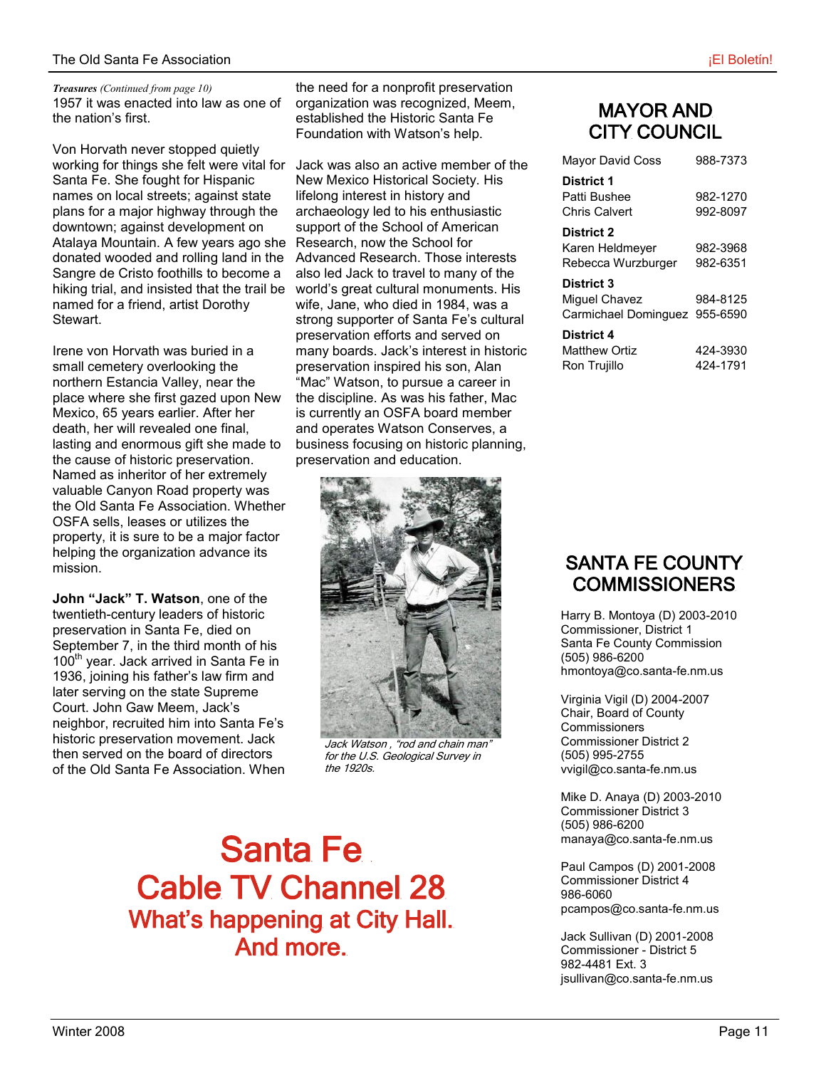*Treasures (Continued from page 10)*
1957 it was enacted into law as one of the nation's first.

Von Horvath never stopped quietly working for things she felt were vital for Santa Fe. She fought for Hispanic names on local streets; against state plans for a major highway through the downtown; against development on Atalaya Mountain. A few years ago she donated wooded and rolling land in the Sangre de Cristo foothills to become a hiking trial, and insisted that the trail be named for a friend, artist Dorothy Stewart.

Irene von Horvath was buried in a small cemetery overlooking the northern Estancia Valley, near the place where she first gazed upon New Mexico, 65 years earlier. After her death, her will revealed one final, lasting and enormous gift she made to the cause of historic preservation. Named as inheritor of her extremely valuable Canyon Road property was the Old Santa Fe Association. Whether OSFA sells, leases or utilizes the property, it is sure to be a major factor helping the organization advance its mission.

**John "Jack" T. Watson**, one of the twentieth-century leaders of historic preservation in Santa Fe, died on September 7, in the third month of his 100th year. Jack arrived in Santa Fe in 1936, joining his father's law firm and later serving on the state Supreme Court. John Gaw Meem, Jack's neighbor, recruited him into Santa Fe's historic preservation movement. Jack then served on the board of directors of the Old Santa Fe Association. When the need for a nonprofit preservation organization was recognized, Meem, established the Historic Santa Fe Foundation with Watson's help.

Jack was also an active member of the New Mexico Historical Society. His lifelong interest in history and archaeology led to his enthusiastic support of the School of American Research, now the School for Advanced Research. Those interests also led Jack to travel to many of the world's great cultural monuments. His wife, Jane, who died in 1984, was a strong supporter of Santa Fe's cultural preservation efforts and served on many boards. Jack's interest in historic preservation inspired his son, Alan "Mac" Watson, to pursue a career in the discipline. As was his father, Mac is currently an OSFA board member and operates Watson Conserves, a business focusing on historic planning, preservation and education.

*Jack Watson , "rod and chain man" for the U.S. Geological Survey in the 1920s.*

# Santa Fe Cable TV Channel 28

## What's happening at City Hall. And more.

## MAYOR AND CITY COUNCIL

| | |
|---|---|
| Mayor David Coss | 988-7373 |
| **District 1** | |
| Patti Bushee | 982-1270 |
| Chris Calvert | 992-8097 |
| **District 2** | |
| Karen Heldmeyer | 982-3968 |
| Rebecca Wurzburger | 982-6351 |
| **District 3** | |
| Miguel Chavez | 984-8125 |
| Carmichael Dominguez | 955-6590 |
| **District 4** | |
| Matthew Ortiz | 424-3930 |
| Ron Trujillo | 424-1791 |

## SANTA FE COUNTY COMMISSIONERS

Harry B. Montoya (D) 2003-2010
Commissioner, District 1
Santa Fe County Commission
(505) 986-6200
hmontoya@co.santa-fe.nm.us

Virginia Vigil (D) 2004-2007
Chair, Board of County Commissioners
Commissioner District 2
(505) 995-2755
vvigil@co.santa-fe.nm.us

Mike D. Anaya (D) 2003-2010
Commissioner District 3
(505) 986-6200
manaya@co.santa-fe.nm.us

Paul Campos (D) 2001-2008
Commissioner District 4
986-6060
pcampos@co.santa-fe.nm.us

Jack Sullivan (D) 2001-2008
Commissioner - District 5
982-4481 Ext. 3
jsullivan@co.santa-fe.nm.us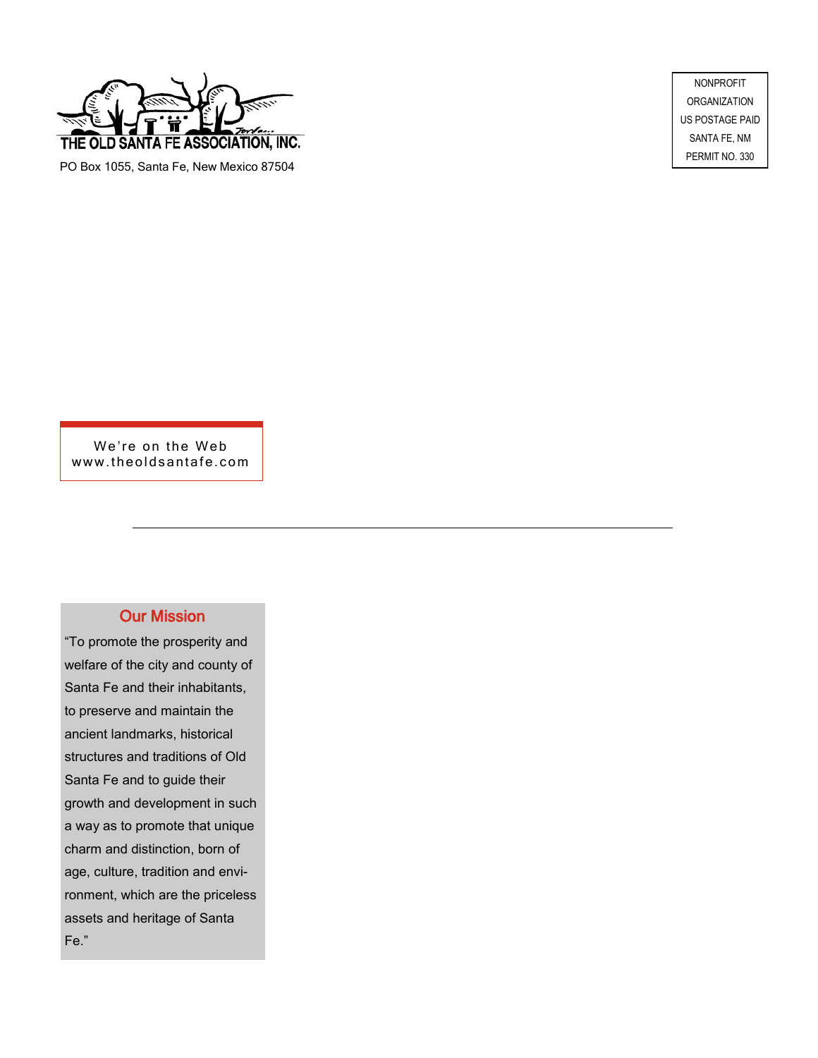THE OLD SANTA FE ASSOCIATION, INC.

PO Box 1055, Santa Fe, New Mexico 87504

NONPROFIT ORGANIZATION
US POSTAGE PAID
SANTA FE, NM
PERMIT NO. 330

We're on the Web
www.theoldsantafe.com

---

## Our Mission

"To promote the prosperity and welfare of the city and county of Santa Fe and their inhabitants, to preserve and maintain the ancient landmarks, historical structures and traditions of Old Santa Fe and to guide their growth and development in such a way as to promote that unique charm and distinction, born of age, culture, tradition and environment, which are the priceless assets and heritage of Santa Fe."